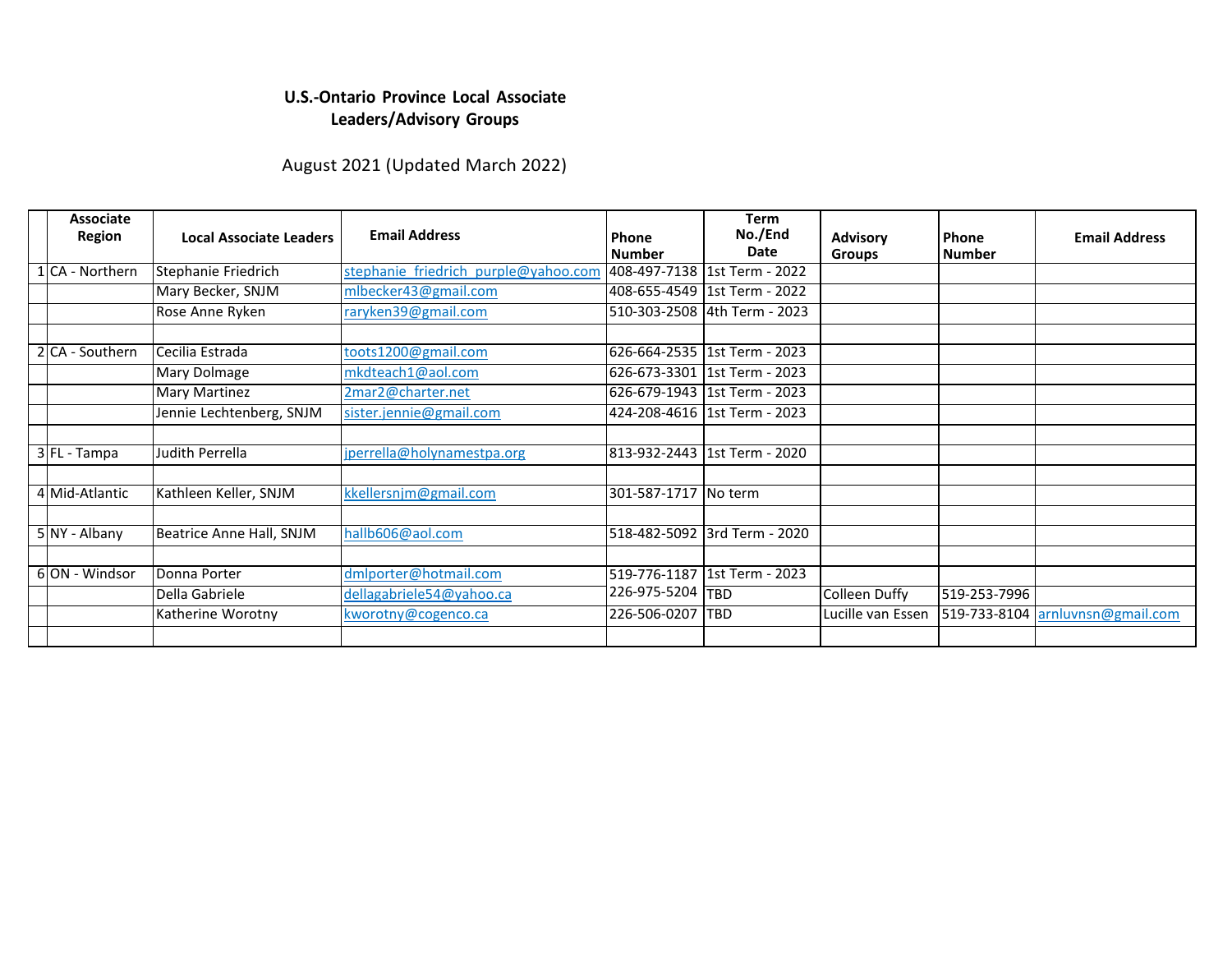**U.S.-Ontario Province Local Associate Leaders/Advisory Groups**

August 2021 (Updated March 2022)

| | Associate Region | Local Associate Leaders | Email Address | Phone Number | Term No./End Date | Advisory Groups | Phone Number | Email Address |
|---|---|---|---|---|---|---|---|---|
| 1 | CA - Northern | Stephanie Friedrich | stephanie_friedrich_purple@yahoo.com | 408-497-7138 | 1st Term - 2022 | | | |
| | | Mary Becker, SNJM | mlbecker43@gmail.com | 408-655-4549 | 1st Term - 2022 | | | |
| | | Rose Anne Ryken | raryken39@gmail.com | 510-303-2508 | 4th Term - 2023 | | | |
| | | | | | | | | |
| 2 | CA - Southern | Cecilia Estrada | toots1200@gmail.com | 626-664-2535 | 1st Term - 2023 | | | |
| | | Mary Dolmage | mkdteach1@aol.com | 626-673-3301 | 1st Term - 2023 | | | |
| | | Mary Martinez | 2mar2@charter.net | 626-679-1943 | 1st Term - 2023 | | | |
| | | Jennie Lechtenberg, SNJM | sister.jennie@gmail.com | 424-208-4616 | 1st Term - 2023 | | | |
| | | | | | | | | |
| 3 | FL - Tampa | Judith Perrella | jperrella@holynamestpa.org | 813-932-2443 | 1st Term - 2020 | | | |
| | | | | | | | | |
| 4 | Mid-Atlantic | Kathleen Keller, SNJM | kkellersnjm@gmail.com | 301-587-1717 | No term | | | |
| | | | | | | | | |
| 5 | NY - Albany | Beatrice Anne Hall, SNJM | hallb606@aol.com | 518-482-5092 | 3rd Term - 2020 | | | |
| | | | | | | | | |
| 6 | ON - Windsor | Donna Porter | dmlporter@hotmail.com | 519-776-1187 | 1st Term - 2023 | | | |
| | | Della Gabriele | dellagabriele54@yahoo.ca | 226-975-5204 | TBD | Colleen Duffy | 519-253-7996 | |
| | | Katherine Worotny | kworotny@cogenco.ca | 226-506-0207 | TBD | Lucille van Essen | 519-733-8104 | arnluvnsn@gmail.com |
| | | | | | | | | |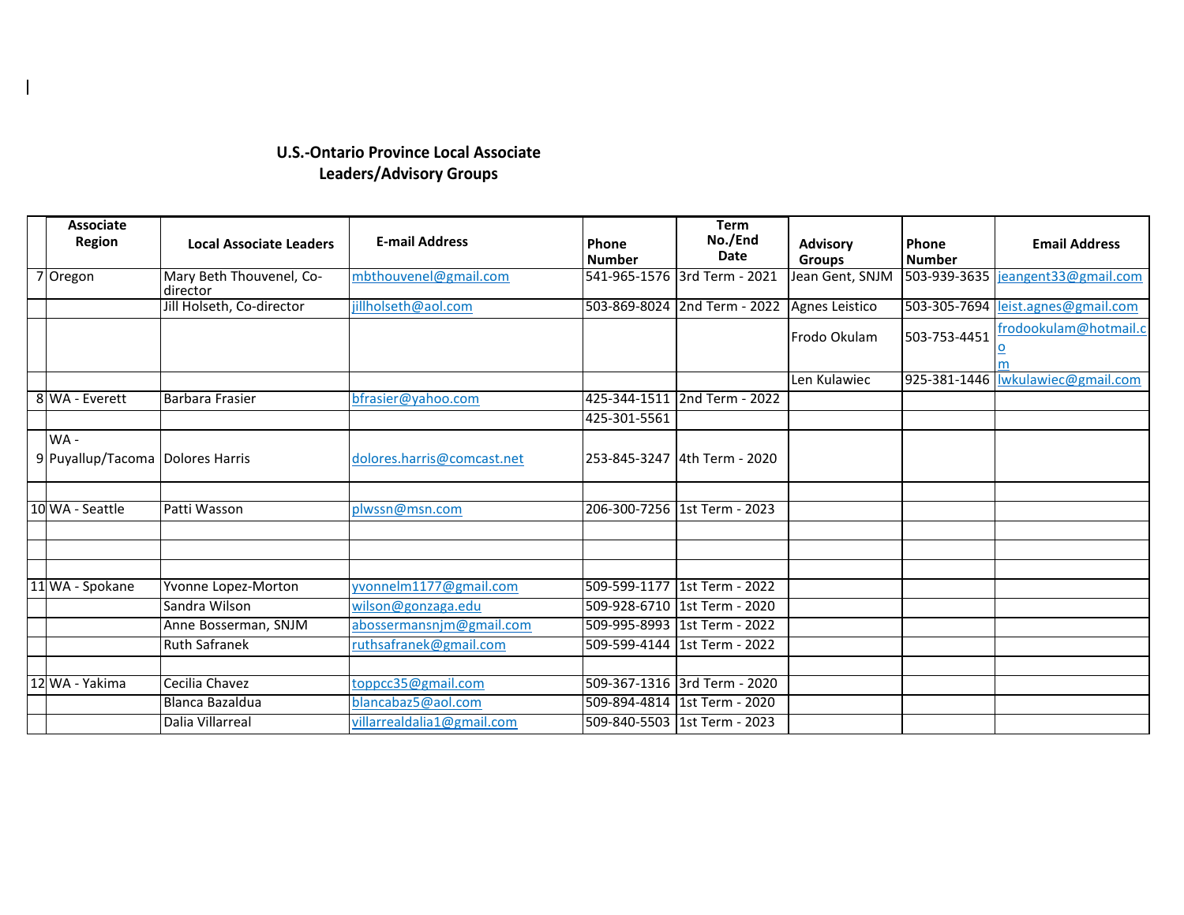## U.S.-Ontario Province Local Associate Leaders/Advisory Groups

| | Associate Region | Local Associate Leaders | E-mail Address | Phone Number | Term No./End Date | Advisory Groups | Phone Number | Email Address |
|---|---|---|---|---|---|---|---|---|
| 7 | Oregon | Mary Beth Thouvenel, Co-director | mbthouvenel@gmail.com | 541-965-1576 | 3rd Term - 2021 | Jean Gent, SNJM | 503-939-3635 | jeangent33@gmail.com |
| | | Jill Holseth, Co-director | jillholseth@aol.com | 503-869-8024 | 2nd Term - 2022 | Agnes Leistico | 503-305-7694 | leist.agnes@gmail.com |
| | | | | | | Frodo Okulam | 503-753-4451 | frodookulam@hotmail.com |
| | | | | | | Len Kulawiec | 925-381-1446 | lwkulawiec@gmail.com |
| 8 | WA - Everett | Barbara Frasier | bfrasier@yahoo.com | 425-344-1511 | 2nd Term - 2022 | | | |
| | | | | 425-301-5561 | | | | |
| 9 | WA - Puyallup/Tacoma | Dolores Harris | dolores.harris@comcast.net | 253-845-3247 | 4th Term - 2020 | | | |
| | | | | | | | | |
| 10 | WA - Seattle | Patti Wasson | plwssn@msn.com | 206-300-7256 | 1st Term - 2023 | | | |
| | | | | | | | | |
| | | | | | | | | |
| | | | | | | | | |
| 11 | WA - Spokane | Yvonne Lopez-Morton | yvonnelm1177@gmail.com | 509-599-1177 | 1st Term - 2022 | | | |
| | | Sandra Wilson | wilson@gonzaga.edu | 509-928-6710 | 1st Term - 2020 | | | |
| | | Anne Bosserman, SNJM | abossermansnjm@gmail.com | 509-995-8993 | 1st Term - 2022 | | | |
| | | Ruth Safranek | ruthsafranek@gmail.com | 509-599-4144 | 1st Term - 2022 | | | |
| | | | | | | | | |
| 12 | WA - Yakima | Cecilia Chavez | toppcc35@gmail.com | 509-367-1316 | 3rd Term - 2020 | | | |
| | | Blanca Bazaldua | blancabaz5@aol.com | 509-894-4814 | 1st Term - 2020 | | | |
| | | Dalia Villarreal | villarrealdalia1@gmail.com | 509-840-5503 | 1st Term - 2023 | | | |